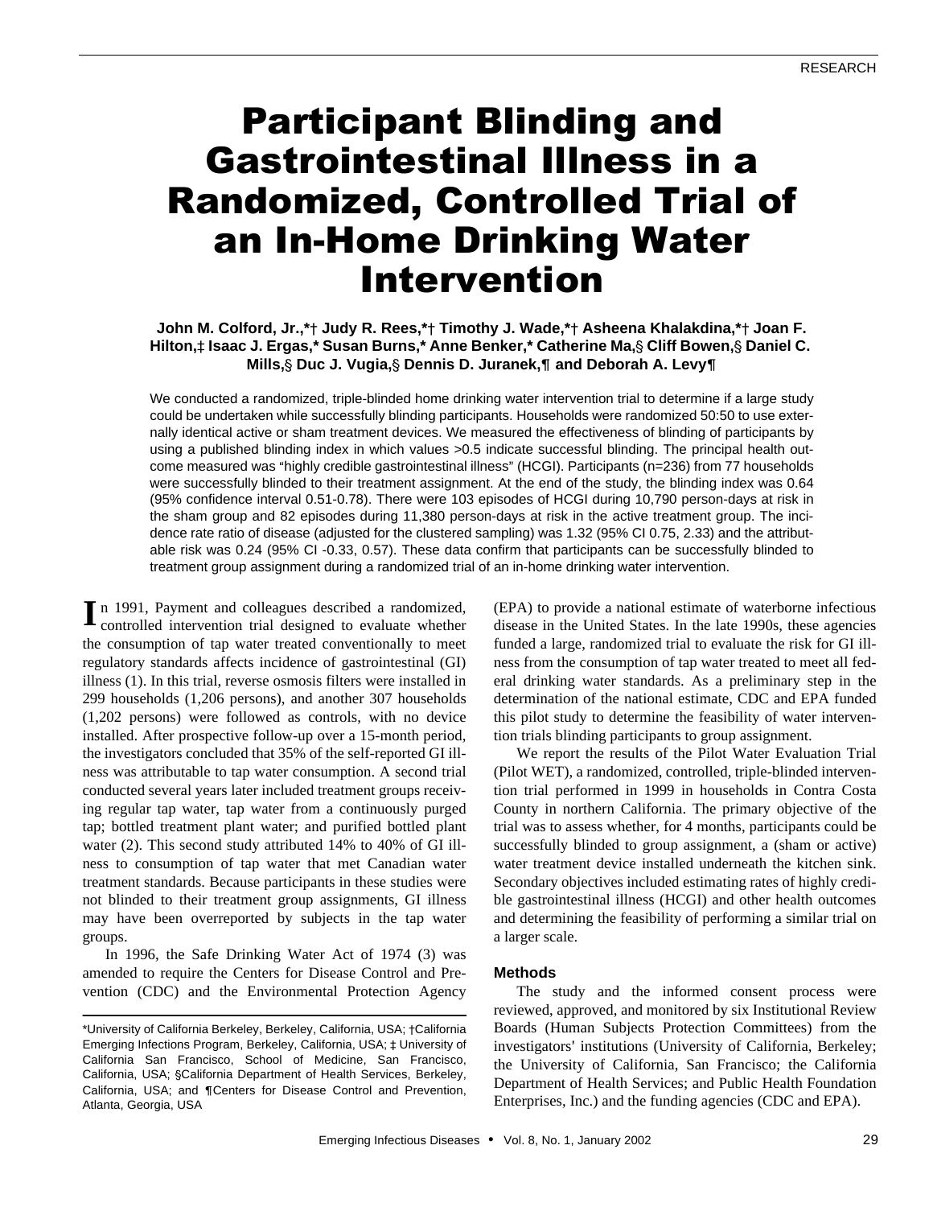# Participant Blinding and Gastrointestinal Illness in a Randomized, Controlled Trial of an In-Home Drinking Water Intervention

**John M. Colford, Jr.,*† Judy R. Rees,*† Timothy J. Wade,*† Asheena Khalakdina,*† Joan F. Hilton,‡ Isaac J. Ergas,* Susan Burns,* Anne Benker,* Catherine Ma,§ Cliff Bowen,§ Daniel C. Mills,§ Duc J. Vugia,§ Dennis D. Juranek,¶ and Deborah A. Levy¶**

We conducted a randomized, triple-blinded home drinking water intervention trial to determine if a large study could be undertaken while successfully blinding participants. Households were randomized 50:50 to use externally identical active or sham treatment devices. We measured the effectiveness of blinding of participants by using a published blinding index in which values >0.5 indicate successful blinding. The principal health outcome measured was "highly credible gastrointestinal illness" (HCGI). Participants (n=236) from 77 households were successfully blinded to their treatment assignment. At the end of the study, the blinding index was 0.64 (95% confidence interval 0.51-0.78). There were 103 episodes of HCGI during 10,790 person-days at risk in the sham group and 82 episodes during 11,380 person-days at risk in the active treatment group. The incidence rate ratio of disease (adjusted for the clustered sampling) was 1.32 (95% CI 0.75, 2.33) and the attributable risk was 0.24 (95% CI -0.33, 0.57). These data confirm that participants can be successfully blinded to treatment group assignment during a randomized trial of an in-home drinking water intervention.

In 1991, Payment and colleagues described a randomized, controlled intervention trial designed to evaluate whether the consumption of tap water treated conventionally to meet regulatory standards affects incidence of gastrointestinal (GI) illness (1). In this trial, reverse osmosis filters were installed in 299 households (1,206 persons), and another 307 households (1,202 persons) were followed as controls, with no device installed. After prospective follow-up over a 15-month period, the investigators concluded that 35% of the self-reported GI illness was attributable to tap water consumption. A second trial conducted several years later included treatment groups receiving regular tap water, tap water from a continuously purged tap; bottled treatment plant water; and purified bottled plant water (2). This second study attributed 14% to 40% of GI illness to consumption of tap water that met Canadian water treatment standards. Because participants in these studies were not blinded to their treatment group assignments, GI illness may have been overreported by subjects in the tap water groups.

In 1996, the Safe Drinking Water Act of 1974 (3) was amended to require the Centers for Disease Control and Prevention (CDC) and the Environmental Protection Agency (EPA) to provide a national estimate of waterborne infectious disease in the United States. In the late 1990s, these agencies funded a large, randomized trial to evaluate the risk for GI illness from the consumption of tap water treated to meet all federal drinking water standards. As a preliminary step in the determination of the national estimate, CDC and EPA funded this pilot study to determine the feasibility of water intervention trials blinding participants to group assignment.

We report the results of the Pilot Water Evaluation Trial (Pilot WET), a randomized, controlled, triple-blinded intervention trial performed in 1999 in households in Contra Costa County in northern California. The primary objective of the trial was to assess whether, for 4 months, participants could be successfully blinded to group assignment, a (sham or active) water treatment device installed underneath the kitchen sink. Secondary objectives included estimating rates of highly credible gastrointestinal illness (HCGI) and other health outcomes and determining the feasibility of performing a similar trial on a larger scale.

## Methods

The study and the informed consent process were reviewed, approved, and monitored by six Institutional Review Boards (Human Subjects Protection Committees) from the investigators' institutions (University of California, Berkeley; the University of California, San Francisco; the California Department of Health Services; and Public Health Foundation Enterprises, Inc.) and the funding agencies (CDC and EPA).

*University of California Berkeley, Berkeley, California, USA; †California Emerging Infections Program, Berkeley, California, USA; ‡ University of California San Francisco, School of Medicine, San Francisco, California, USA; §California Department of Health Services, Berkeley, California, USA; and ¶Centers for Disease Control and Prevention, Atlanta, Georgia, USA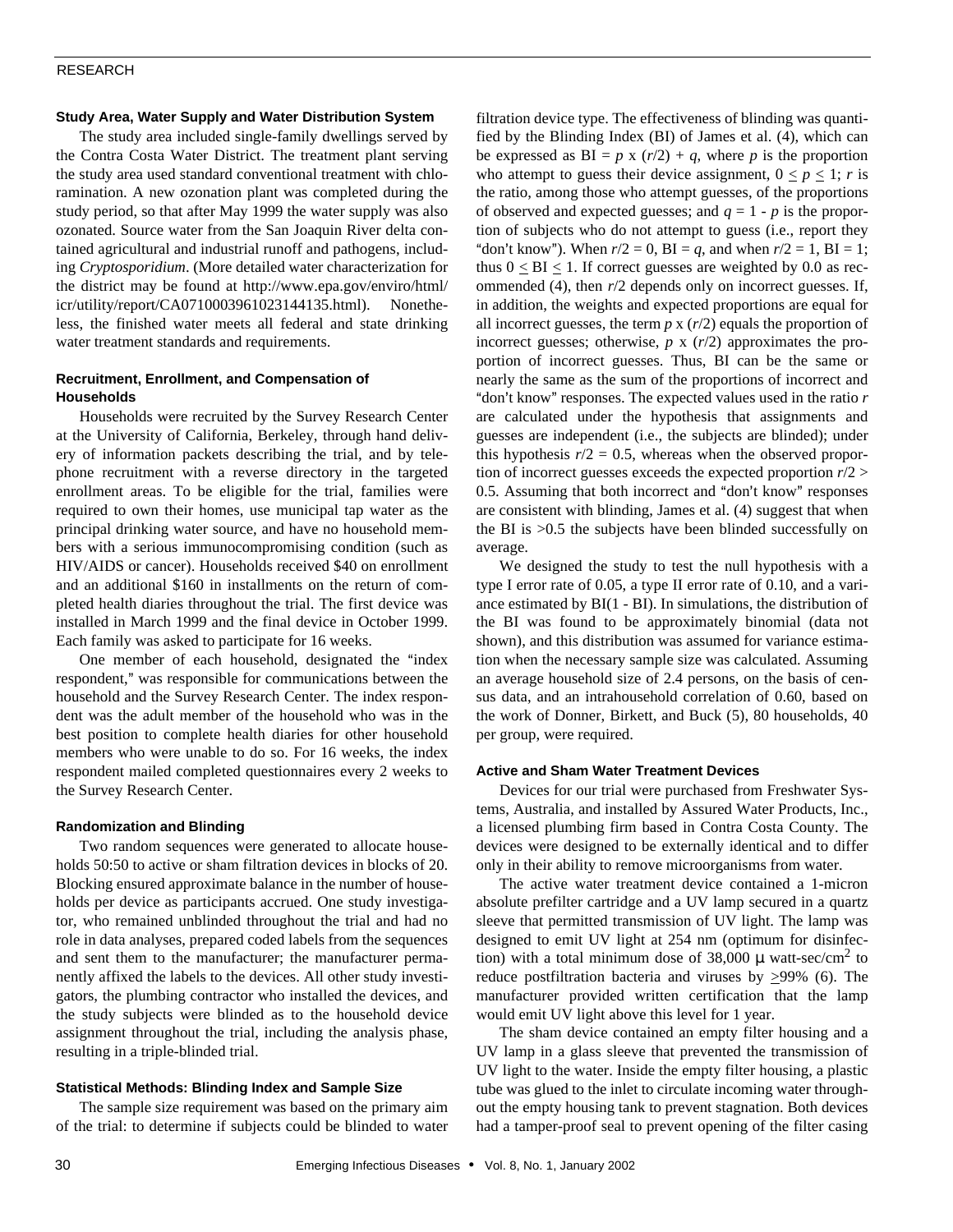### Study Area, Water Supply and Water Distribution System

The study area included single-family dwellings served by the Contra Costa Water District. The treatment plant serving the study area used standard conventional treatment with chloramination. A new ozonation plant was completed during the study period, so that after May 1999 the water supply was also ozonated. Source water from the San Joaquin River delta contained agricultural and industrial runoff and pathogens, including *Cryptosporidium*. (More detailed water characterization for the district may be found at http://www.epa.gov/enviro/html/icr/utility/report/CA0710003961023144135.html). Nonetheless, the finished water meets all federal and state drinking water treatment standards and requirements.

### Recruitment, Enrollment, and Compensation of Households

Households were recruited by the Survey Research Center at the University of California, Berkeley, through hand delivery of information packets describing the trial, and by telephone recruitment with a reverse directory in the targeted enrollment areas. To be eligible for the trial, families were required to own their homes, use municipal tap water as the principal drinking water source, and have no household members with a serious immunocompromising condition (such as HIV/AIDS or cancer). Households received $40 on enrollment and an additional $160 in installments on the return of completed health diaries throughout the trial. The first device was installed in March 1999 and the final device in October 1999. Each family was asked to participate for 16 weeks.

One member of each household, designated the "index respondent," was responsible for communications between the household and the Survey Research Center. The index respondent was the adult member of the household who was in the best position to complete health diaries for other household members who were unable to do so. For 16 weeks, the index respondent mailed completed questionnaires every 2 weeks to the Survey Research Center.

### Randomization and Blinding

Two random sequences were generated to allocate households 50:50 to active or sham filtration devices in blocks of 20. Blocking ensured approximate balance in the number of households per device as participants accrued. One study investigator, who remained unblinded throughout the trial and had no role in data analyses, prepared coded labels from the sequences and sent them to the manufacturer; the manufacturer permanently affixed the labels to the devices. All other study investigators, the plumbing contractor who installed the devices, and the study subjects were blinded as to the household device assignment throughout the trial, including the analysis phase, resulting in a triple-blinded trial.

### Statistical Methods: Blinding Index and Sample Size

The sample size requirement was based on the primary aim of the trial: to determine if subjects could be blinded to water filtration device type. The effectiveness of blinding was quantified by the Blinding Index (BI) of James et al. (4), which can be expressed as $BI = p \times (r/2) + q$, where $p$ is the proportion who attempt to guess their device assignment, $0 \leq p \leq 1$; $r$ is the ratio, among those who attempt guesses, of the proportions of observed and expected guesses; and $q = 1 - p$ is the proportion of subjects who do not attempt to guess (i.e., report they "don't know"). When $r/2 = 0$, $BI = q$, and when $r/2 = 1$, $BI = 1$; thus $0 \leq BI \leq 1$. If correct guesses are weighted by 0.0 as recommended (4), then $r/2$ depends only on incorrect guesses. If, in addition, the weights and expected proportions are equal for all incorrect guesses, the term $p \times (r/2)$ equals the proportion of incorrect guesses; otherwise, $p \times (r/2)$ approximates the proportion of incorrect guesses. Thus, BI can be the same or nearly the same as the sum of the proportions of incorrect and "don't know" responses. The expected values used in the ratio $r$ are calculated under the hypothesis that assignments and guesses are independent (i.e., the subjects are blinded); under this hypothesis $r/2 = 0.5$, whereas when the observed proportion of incorrect guesses exceeds the expected proportion $r/2 > 0.5$. Assuming that both incorrect and "don't know" responses are consistent with blinding, James et al. (4) suggest that when the BI is >0.5 the subjects have been blinded successfully on average.

We designed the study to test the null hypothesis with a type I error rate of 0.05, a type II error rate of 0.10, and a variance estimated by BI(1 - BI). In simulations, the distribution of the BI was found to be approximately binomial (data not shown), and this distribution was assumed for variance estimation when the necessary sample size was calculated. Assuming an average household size of 2.4 persons, on the basis of census data, and an intrahousehold correlation of 0.60, based on the work of Donner, Birkett, and Buck (5), 80 households, 40 per group, were required.

### Active and Sham Water Treatment Devices

Devices for our trial were purchased from Freshwater Systems, Australia, and installed by Assured Water Products, Inc., a licensed plumbing firm based in Contra Costa County. The devices were designed to be externally identical and to differ only in their ability to remove microorganisms from water.

The active water treatment device contained a 1-micron absolute prefilter cartridge and a UV lamp secured in a quartz sleeve that permitted transmission of UV light. The lamp was designed to emit UV light at 254 nm (optimum for disinfection) with a total minimum dose of 38,000 $\mu$ watt-sec/cm$^2$ to reduce postfiltration bacteria and viruses by $\geq$99% (6). The manufacturer provided written certification that the lamp would emit UV light above this level for 1 year.

The sham device contained an empty filter housing and a UV lamp in a glass sleeve that prevented the transmission of UV light to the water. Inside the empty filter housing, a plastic tube was glued to the inlet to circulate incoming water throughout the empty housing tank to prevent stagnation. Both devices had a tamper-proof seal to prevent opening of the filter casing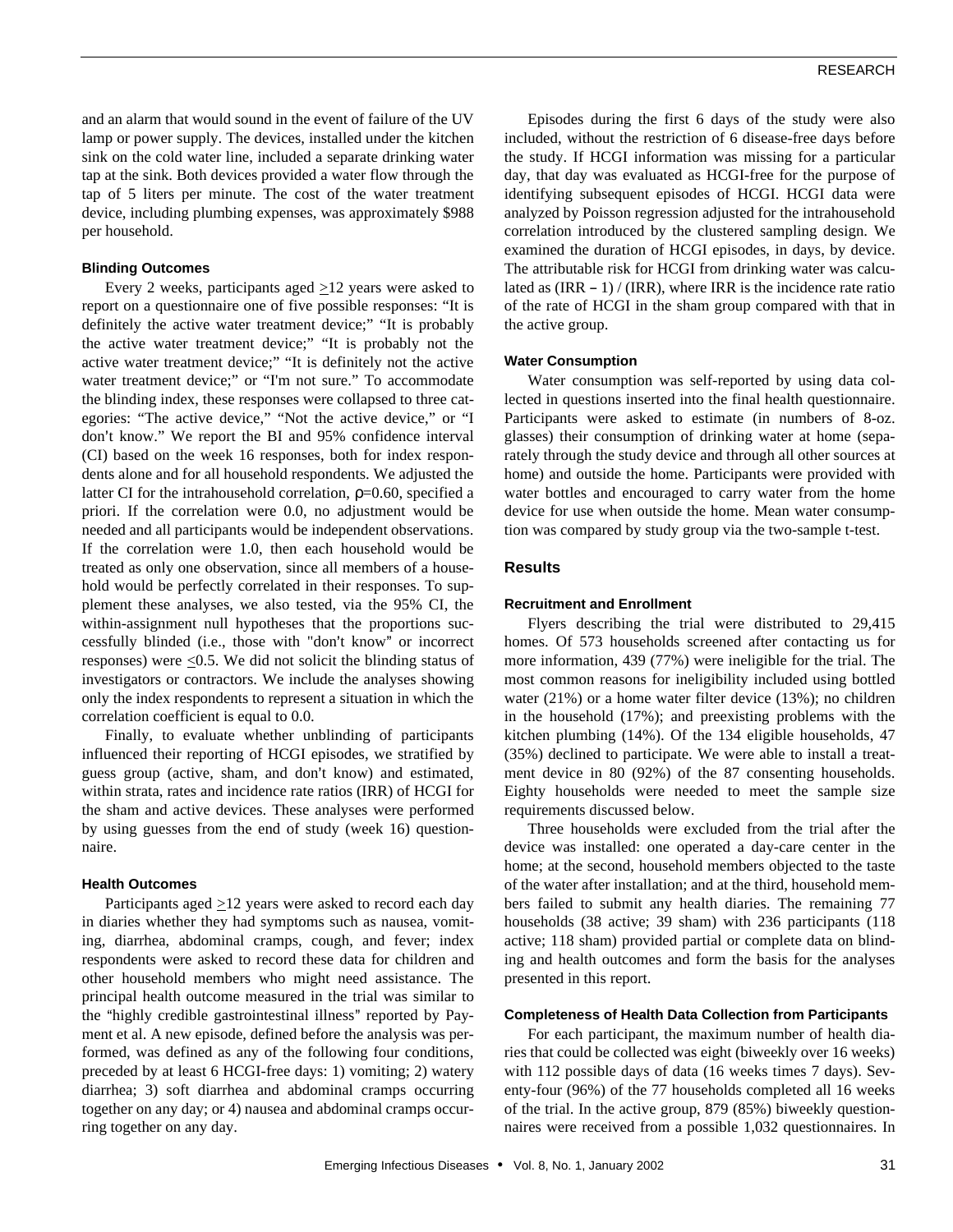and an alarm that would sound in the event of failure of the UV lamp or power supply. The devices, installed under the kitchen sink on the cold water line, included a separate drinking water tap at the sink. Both devices provided a water flow through the tap of 5 liters per minute. The cost of the water treatment device, including plumbing expenses, was approximately $988 per household.

#### Blinding Outcomes

Every 2 weeks, participants aged $\geq$12 years were asked to report on a questionnaire one of five possible responses: "It is definitely the active water treatment device;" "It is probably the active water treatment device;" "It is probably not the active water treatment device;" "It is definitely not the active water treatment device;" or "I'm not sure." To accommodate the blinding index, these responses were collapsed to three categories: "The active device," "Not the active device," or "I don't know." We report the BI and 95% confidence interval (CI) based on the week 16 responses, both for index respondents alone and for all household respondents. We adjusted the latter CI for the intrahousehold correlation, $\rho$=0.60, specified a priori. If the correlation were 0.0, no adjustment would be needed and all participants would be independent observations. If the correlation were 1.0, then each household would be treated as only one observation, since all members of a household would be perfectly correlated in their responses. To supplement these analyses, we also tested, via the 95% CI, the within-assignment null hypotheses that the proportions successfully blinded (i.e., those with "don't know" or incorrect responses) were $\leq$0.5. We did not solicit the blinding status of investigators or contractors. We include the analyses showing only the index respondents to represent a situation in which the correlation coefficient is equal to 0.0.

Finally, to evaluate whether unblinding of participants influenced their reporting of HCGI episodes, we stratified by guess group (active, sham, and don't know) and estimated, within strata, rates and incidence rate ratios (IRR) of HCGI for the sham and active devices. These analyses were performed by using guesses from the end of study (week 16) questionnaire.

#### Health Outcomes

Participants aged $\geq$12 years were asked to record each day in diaries whether they had symptoms such as nausea, vomiting, diarrhea, abdominal cramps, cough, and fever; index respondents were asked to record these data for children and other household members who might need assistance. The principal health outcome measured in the trial was similar to the "highly credible gastrointestinal illness" reported by Payment et al. A new episode, defined before the analysis was performed, was defined as any of the following four conditions, preceded by at least 6 HCGI-free days: 1) vomiting; 2) watery diarrhea; 3) soft diarrhea and abdominal cramps occurring together on any day; or 4) nausea and abdominal cramps occurring together on any day.

Episodes during the first 6 days of the study were also included, without the restriction of 6 disease-free days before the study. If HCGI information was missing for a particular day, that day was evaluated as HCGI-free for the purpose of identifying subsequent episodes of HCGI. HCGI data were analyzed by Poisson regression adjusted for the intrahousehold correlation introduced by the clustered sampling design. We examined the duration of HCGI episodes, in days, by device. The attributable risk for HCGI from drinking water was calculated as (IRR – 1) / (IRR), where IRR is the incidence rate ratio of the rate of HCGI in the sham group compared with that in the active group.

#### Water Consumption

Water consumption was self-reported by using data collected in questions inserted into the final health questionnaire. Participants were asked to estimate (in numbers of 8-oz. glasses) their consumption of drinking water at home (separately through the study device and through all other sources at home) and outside the home. Participants were provided with water bottles and encouraged to carry water from the home device for use when outside the home. Mean water consumption was compared by study group via the two-sample t-test.

## Results

#### Recruitment and Enrollment

Flyers describing the trial were distributed to 29,415 homes. Of 573 households screened after contacting us for more information, 439 (77%) were ineligible for the trial. The most common reasons for ineligibility included using bottled water (21%) or a home water filter device (13%); no children in the household (17%); and preexisting problems with the kitchen plumbing (14%). Of the 134 eligible households, 47 (35%) declined to participate. We were able to install a treatment device in 80 (92%) of the 87 consenting households. Eighty households were needed to meet the sample size requirements discussed below.

Three households were excluded from the trial after the device was installed: one operated a day-care center in the home; at the second, household members objected to the taste of the water after installation; and at the third, household members failed to submit any health diaries. The remaining 77 households (38 active; 39 sham) with 236 participants (118 active; 118 sham) provided partial or complete data on blinding and health outcomes and form the basis for the analyses presented in this report.

#### Completeness of Health Data Collection from Participants

For each participant, the maximum number of health diaries that could be collected was eight (biweekly over 16 weeks) with 112 possible days of data (16 weeks times 7 days). Seventy-four (96%) of the 77 households completed all 16 weeks of the trial. In the active group, 879 (85%) biweekly questionnaires were received from a possible 1,032 questionnaires. In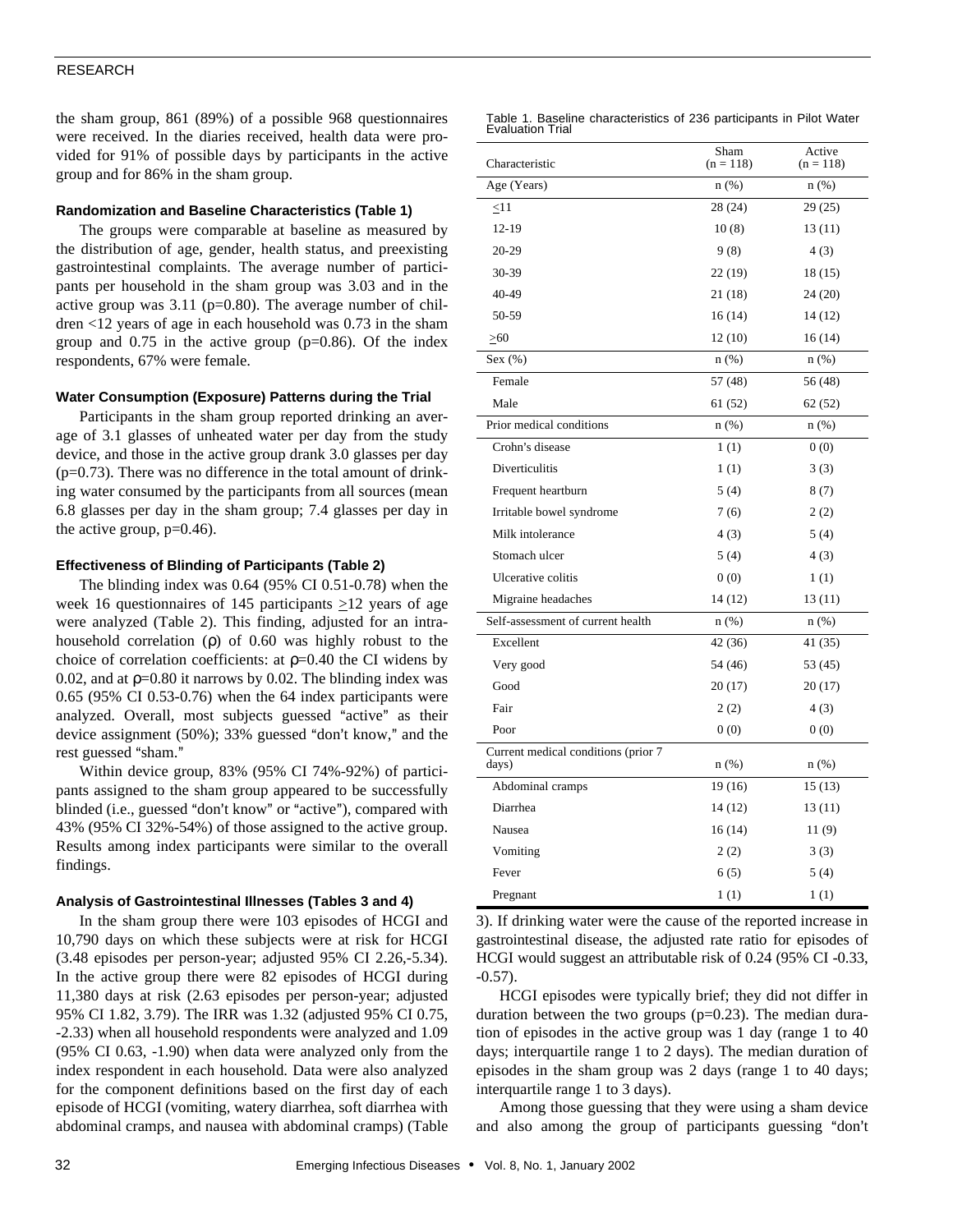the sham group, 861 (89%) of a possible 968 questionnaires were received. In the diaries received, health data were provided for 91% of possible days by participants in the active group and for 86% in the sham group.

### Randomization and Baseline Characteristics (Table 1)

The groups were comparable at baseline as measured by the distribution of age, gender, health status, and preexisting gastrointestinal complaints. The average number of participants per household in the sham group was 3.03 and in the active group was 3.11 (p=0.80). The average number of children <12 years of age in each household was 0.73 in the sham group and 0.75 in the active group (p=0.86). Of the index respondents, 67% were female.

### Water Consumption (Exposure) Patterns during the Trial

Participants in the sham group reported drinking an average of 3.1 glasses of unheated water per day from the study device, and those in the active group drank 3.0 glasses per day (p=0.73). There was no difference in the total amount of drinking water consumed by the participants from all sources (mean 6.8 glasses per day in the sham group; 7.4 glasses per day in the active group, p=0.46).

### Effectiveness of Blinding of Participants (Table 2)

The blinding index was 0.64 (95% CI 0.51-0.78) when the week 16 questionnaires of 145 participants ≥12 years of age were analyzed (Table 2). This finding, adjusted for an intrahousehold correlation (ρ) of 0.60 was highly robust to the choice of correlation coefficients: at ρ=0.40 the CI widens by 0.02, and at ρ=0.80 it narrows by 0.02. The blinding index was 0.65 (95% CI 0.53-0.76) when the 64 index participants were analyzed. Overall, most subjects guessed "active" as their device assignment (50%); 33% guessed "don't know," and the rest guessed "sham."

Within device group, 83% (95% CI 74%-92%) of participants assigned to the sham group appeared to be successfully blinded (i.e., guessed "don't know" or "active"), compared with 43% (95% CI 32%-54%) of those assigned to the active group. Results among index participants were similar to the overall findings.

### Analysis of Gastrointestinal Illnesses (Tables 3 and 4)

In the sham group there were 103 episodes of HCGI and 10,790 days on which these subjects were at risk for HCGI (3.48 episodes per person-year; adjusted 95% CI 2.26,-5.34). In the active group there were 82 episodes of HCGI during 11,380 days at risk (2.63 episodes per person-year; adjusted 95% CI 1.82, 3.79). The IRR was 1.32 (adjusted 95% CI 0.75, -2.33) when all household respondents were analyzed and 1.09 (95% CI 0.63, -1.90) when data were analyzed only from the index respondent in each household. Data were also analyzed for the component definitions based on the first day of each episode of HCGI (vomiting, watery diarrhea, soft diarrhea with abdominal cramps, and nausea with abdominal cramps) (Table 3). If drinking water were the cause of the reported increase in gastrointestinal disease, the adjusted rate ratio for episodes of HCGI would suggest an attributable risk of 0.24 (95% CI -0.33, -0.57).

Table 1. Baseline characteristics of 236 participants in Pilot Water Evaluation Trial

| Characteristic | Sham (n = 118) | Active (n = 118) |
|---|---|---|
| Age (Years) | n (%) | n (%) |
| ≤11 | 28 (24) | 29 (25) |
| 12-19 | 10 (8) | 13 (11) |
| 20-29 | 9 (8) | 4 (3) |
| 30-39 | 22 (19) | 18 (15) |
| 40-49 | 21 (18) | 24 (20) |
| 50-59 | 16 (14) | 14 (12) |
| ≥60 | 12 (10) | 16 (14) |
| Sex (%) | n (%) | n (%) |
| Female | 57 (48) | 56 (48) |
| Male | 61 (52) | 62 (52) |
| Prior medical conditions | n (%) | n (%) |
| Crohn's disease | 1 (1) | 0 (0) |
| Diverticulitis | 1 (1) | 3 (3) |
| Frequent heartburn | 5 (4) | 8 (7) |
| Irritable bowel syndrome | 7 (6) | 2 (2) |
| Milk intolerance | 4 (3) | 5 (4) |
| Stomach ulcer | 5 (4) | 4 (3) |
| Ulcerative colitis | 0 (0) | 1 (1) |
| Migraine headaches | 14 (12) | 13 (11) |
| Self-assessment of current health | n (%) | n (%) |
| Excellent | 42 (36) | 41 (35) |
| Very good | 54 (46) | 53 (45) |
| Good | 20 (17) | 20 (17) |
| Fair | 2 (2) | 4 (3) |
| Poor | 0 (0) | 0 (0) |
| Current medical conditions (prior 7 days) | n (%) | n (%) |
| Abdominal cramps | 19 (16) | 15 (13) |
| Diarrhea | 14 (12) | 13 (11) |
| Nausea | 16 (14) | 11 (9) |
| Vomiting | 2 (2) | 3 (3) |
| Fever | 6 (5) | 5 (4) |
| Pregnant | 1 (1) | 1 (1) |

HCGI episodes were typically brief; they did not differ in duration between the two groups (p=0.23). The median duration of episodes in the active group was 1 day (range 1 to 40 days; interquartile range 1 to 2 days). The median duration of episodes in the sham group was 2 days (range 1 to 40 days; interquartile range 1 to 3 days).

Among those guessing that they were using a sham device and also among the group of participants guessing "don't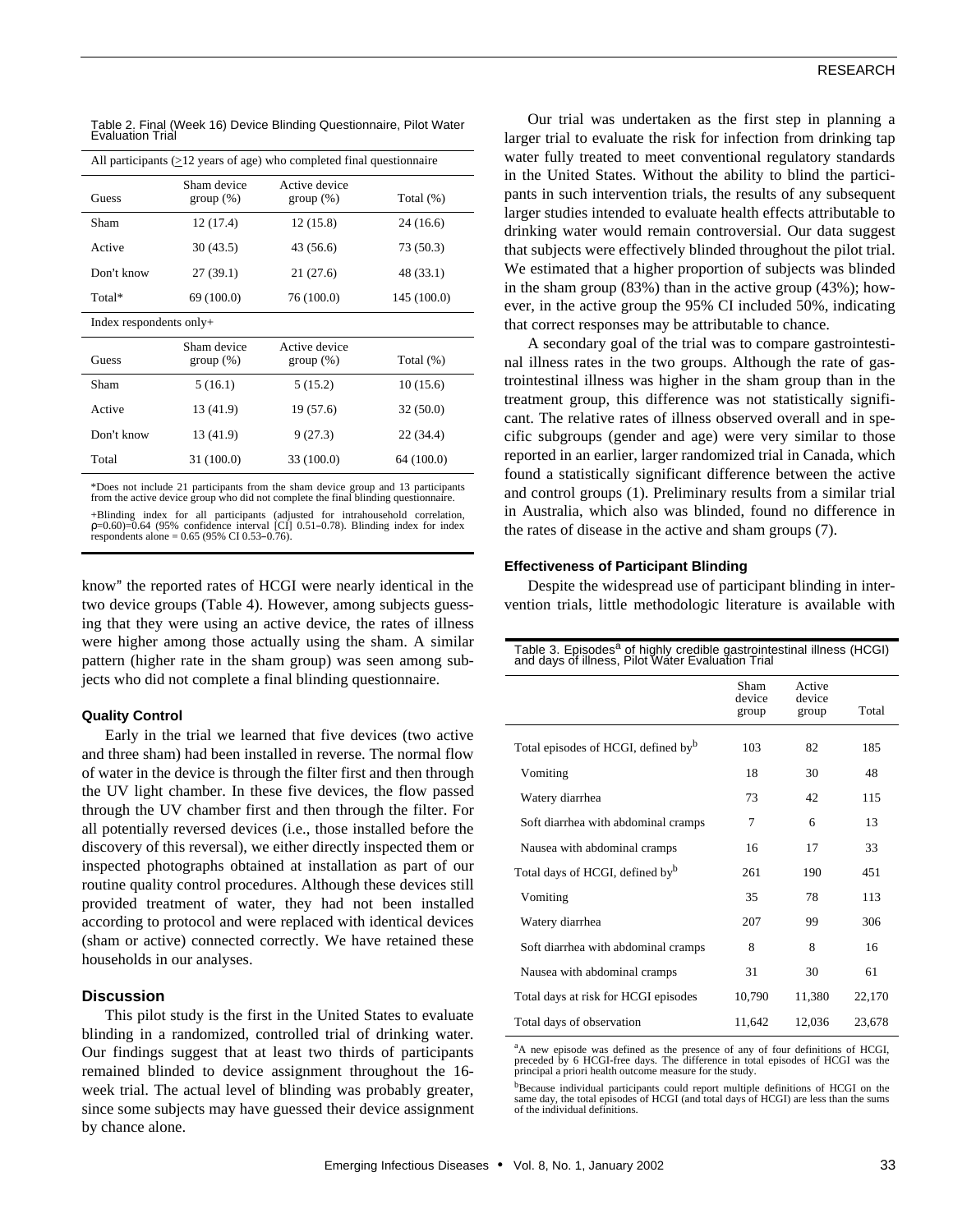Table 2. Final (Week 16) Device Blinding Questionnaire, Pilot Water Evaluation Trial

| All participants (≥12 years of age) who completed final questionnaire | | | |
|---|---|---|---|
| Guess | Sham device group (%) | Active device group (%) | Total (%) |
| Sham | 12 (17.4) | 12 (15.8) | 24 (16.6) |
| Active | 30 (43.5) | 43 (56.6) | 73 (50.3) |
| Don't know | 27 (39.1) | 21 (27.6) | 48 (33.1) |
| Total* | 69 (100.0) | 76 (100.0) | 145 (100.0) |
| **Index respondents only+** | | | |
| Guess | Sham device group (%) | Active device group (%) | Total (%) |
| Sham | 5 (16.1) | 5 (15.2) | 10 (15.6) |
| Active | 13 (41.9) | 19 (57.6) | 32 (50.0) |
| Don't know | 13 (41.9) | 9 (27.3) | 22 (34.4) |
| Total | 31 (100.0) | 33 (100.0) | 64 (100.0) |

*Does not include 21 participants from the sham device group and 13 participants from the active device group who did not complete the final blinding questionnaire.

+Blinding index for all participants (adjusted for intrahousehold correlation, $\rho$=0.60)=0.64 (95% confidence interval [CI] 0.51–0.78). Blinding index for index respondents alone = 0.65 (95% CI 0.53–0.76).

know" the reported rates of HCGI were nearly identical in the two device groups (Table 4). However, among subjects guessing that they were using an active device, the rates of illness were higher among those actually using the sham. A similar pattern (higher rate in the sham group) was seen among subjects who did not complete a final blinding questionnaire.

### Quality Control

Early in the trial we learned that five devices (two active and three sham) had been installed in reverse. The normal flow of water in the device is through the filter first and then through the UV light chamber. In these five devices, the flow passed through the UV chamber first and then through the filter. For all potentially reversed devices (i.e., those installed before the discovery of this reversal), we either directly inspected them or inspected photographs obtained at installation as part of our routine quality control procedures. Although these devices still provided treatment of water, they had not been installed according to protocol and were replaced with identical devices (sham or active) connected correctly. We have retained these households in our analyses.

## Discussion

This pilot study is the first in the United States to evaluate blinding in a randomized, controlled trial of drinking water. Our findings suggest that at least two thirds of participants remained blinded to device assignment throughout the 16-week trial. The actual level of blinding was probably greater, since some subjects may have guessed their device assignment by chance alone.

Our trial was undertaken as the first step in planning a larger trial to evaluate the risk for infection from drinking tap water fully treated to meet conventional regulatory standards in the United States. Without the ability to blind the participants in such intervention trials, the results of any subsequent larger studies intended to evaluate health effects attributable to drinking water would remain controversial. Our data suggest that subjects were effectively blinded throughout the pilot trial. We estimated that a higher proportion of subjects was blinded in the sham group (83%) than in the active group (43%); however, in the active group the 95% CI included 50%, indicating that correct responses may be attributable to chance.

A secondary goal of the trial was to compare gastrointestinal illness rates in the two groups. Although the rate of gastrointestinal illness was higher in the sham group than in the treatment group, this difference was not statistically significant. The relative rates of illness observed overall and in specific subgroups (gender and age) were very similar to those reported in an earlier, larger randomized trial in Canada, which found a statistically significant difference between the active and control groups (1). Preliminary results from a similar trial in Australia, which also was blinded, found no difference in the rates of disease in the active and sham groups (7).

### Effectiveness of Participant Blinding

Despite the widespread use of participant blinding in intervention trials, little methodologic literature is available with

Table 3. Episodes[a] of highly credible gastrointestinal illness (HCGI) and days of illness, Pilot Water Evaluation Trial

| | Sham device group | Active device group | Total |
|---|---|---|---|
| Total episodes of HCGI, defined by[b] | 103 | 82 | 185 |
| Vomiting | 18 | 30 | 48 |
| Watery diarrhea | 73 | 42 | 115 |
| Soft diarrhea with abdominal cramps | 7 | 6 | 13 |
| Nausea with abdominal cramps | 16 | 17 | 33 |
| Total days of HCGI, defined by[b] | 261 | 190 | 451 |
| Vomiting | 35 | 78 | 113 |
| Watery diarrhea | 207 | 99 | 306 |
| Soft diarrhea with abdominal cramps | 8 | 8 | 16 |
| Nausea with abdominal cramps | 31 | 30 | 61 |
| Total days at risk for HCGI episodes | 10,790 | 11,380 | 22,170 |
| Total days of observation | 11,642 | 12,036 | 23,678 |

[a]A new episode was defined as the presence of any of four definitions of HCGI, preceded by 6 HCGI-free days. The difference in total episodes of HCGI was the principal a priori health outcome measure for the study.

[b]Because individual participants could report multiple definitions of HCGI on the same day, the total episodes of HCGI (and total days of HCGI) are less than the sums of the individual definitions.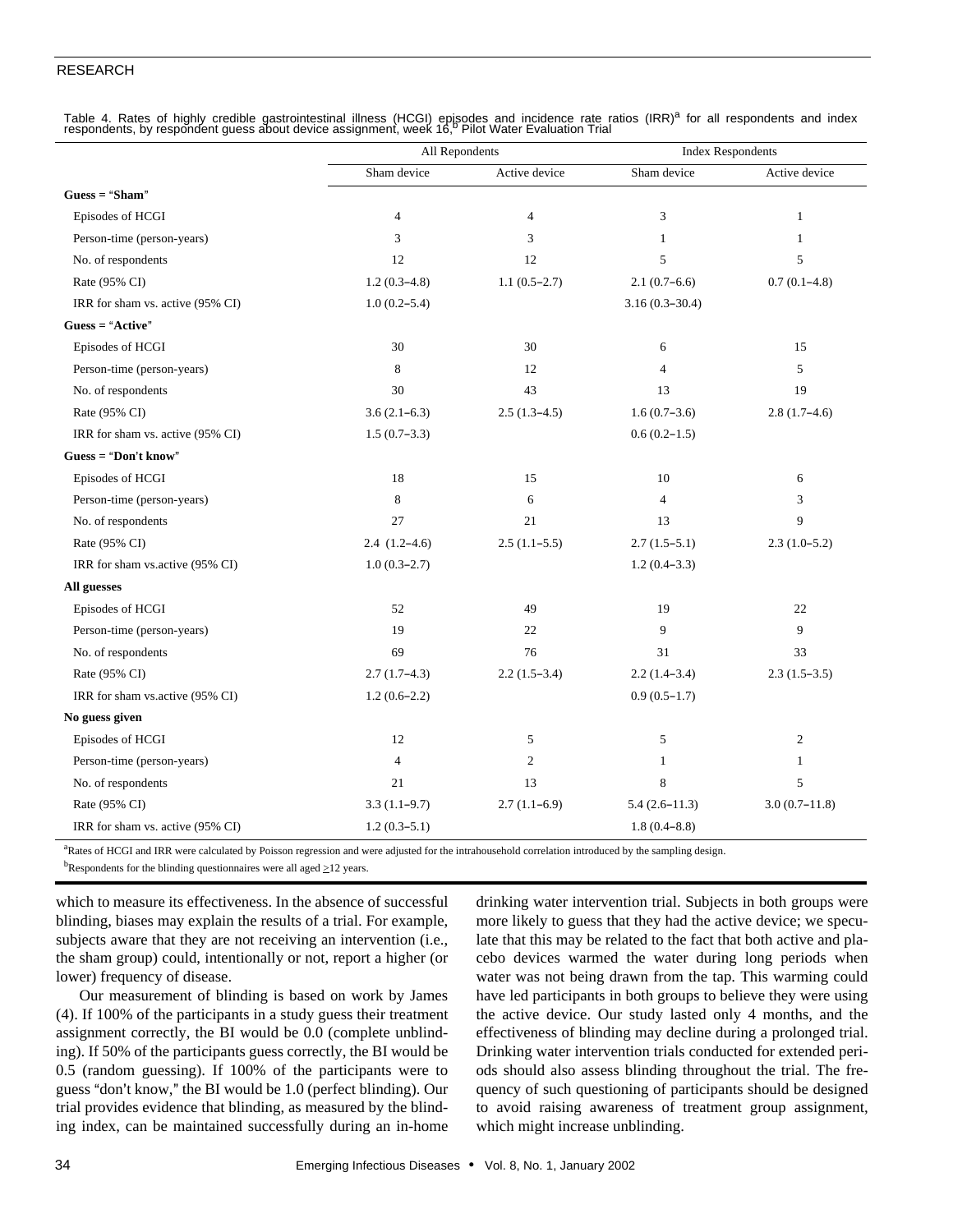Table 4. Rates of highly credible gastrointestinal illness (HCGI) episodes and incidence rate ratios (IRR)[a] for all respondents and index respondents, by respondent guess about device assignment, week 16,[b] Pilot Water Evaluation Trial

| | All Repondents | | Index Respondents | |
|---|---|---|---|---|
| | Sham device | Active device | Sham device | Active device |
| **Guess = "Sham"** | | | | |
| Episodes of HCGI | 4 | 4 | 3 | 1 |
| Person-time (person-years) | 3 | 3 | 1 | 1 |
| No. of respondents | 12 | 12 | 5 | 5 |
| Rate (95% CI) | 1.2 (0.3–4.8) | 1.1 (0.5–2.7) | 2.1 (0.7–6.6) | 0.7 (0.1–4.8) |
| IRR for sham vs. active (95% CI) | 1.0 (0.2–5.4) | | 3.16 (0.3–30.4) | |
| **Guess = "Active"** | | | | |
| Episodes of HCGI | 30 | 30 | 6 | 15 |
| Person-time (person-years) | 8 | 12 | 4 | 5 |
| No. of respondents | 30 | 43 | 13 | 19 |
| Rate (95% CI) | 3.6 (2.1–6.3) | 2.5 (1.3–4.5) | 1.6 (0.7–3.6) | 2.8 (1.7–4.6) |
| IRR for sham vs. active (95% CI) | 1.5 (0.7–3.3) | | 0.6 (0.2–1.5) | |
| **Guess = "Don't know"** | | | | |
| Episodes of HCGI | 18 | 15 | 10 | 6 |
| Person-time (person-years) | 8 | 6 | 4 | 3 |
| No. of respondents | 27 | 21 | 13 | 9 |
| Rate (95% CI) | 2.4 (1.2–4.6) | 2.5 (1.1–5.5) | 2.7 (1.5–5.1) | 2.3 (1.0–5.2) |
| IRR for sham vs.active (95% CI) | 1.0 (0.3–2.7) | | 1.2 (0.4–3.3) | |
| **All guesses** | | | | |
| Episodes of HCGI | 52 | 49 | 19 | 22 |
| Person-time (person-years) | 19 | 22 | 9 | 9 |
| No. of respondents | 69 | 76 | 31 | 33 |
| Rate (95% CI) | 2.7 (1.7–4.3) | 2.2 (1.5–3.4) | 2.2 (1.4–3.4) | 2.3 (1.5–3.5) |
| IRR for sham vs.active (95% CI) | 1.2 (0.6–2.2) | | 0.9 (0.5–1.7) | |
| **No guess given** | | | | |
| Episodes of HCGI | 12 | 5 | 5 | 2 |
| Person-time (person-years) | 4 | 2 | 1 | 1 |
| No. of respondents | 21 | 13 | 8 | 5 |
| Rate (95% CI) | 3.3 (1.1–9.7) | 2.7 (1.1–6.9) | 5.4 (2.6–11.3) | 3.0 (0.7–11.8) |
| IRR for sham vs. active (95% CI) | 1.2 (0.3–5.1) | | 1.8 (0.4–8.8) | |

[a]Rates of HCGI and IRR were calculated by Poisson regression and were adjusted for the intrahousehold correlation introduced by the sampling design.

[b]Respondents for the blinding questionnaires were all aged ≥12 years.

which to measure its effectiveness. In the absence of successful blinding, biases may explain the results of a trial. For example, subjects aware that they are not receiving an intervention (i.e., the sham group) could, intentionally or not, report a higher (or lower) frequency of disease.

Our measurement of blinding is based on work by James (4). If 100% of the participants in a study guess their treatment assignment correctly, the BI would be 0.0 (complete unblinding). If 50% of the participants guess correctly, the BI would be 0.5 (random guessing). If 100% of the participants were to guess "don't know," the BI would be 1.0 (perfect blinding). Our trial provides evidence that blinding, as measured by the blinding index, can be maintained successfully during an in-home drinking water intervention trial. Subjects in both groups were more likely to guess that they had the active device; we speculate that this may be related to the fact that both active and placebo devices warmed the water during long periods when water was not being drawn from the tap. This warming could have led participants in both groups to believe they were using the active device. Our study lasted only 4 months, and the effectiveness of blinding may decline during a prolonged trial. Drinking water intervention trials conducted for extended periods should also assess blinding throughout the trial. The frequency of such questioning of participants should be designed to avoid raising awareness of treatment group assignment, which might increase unblinding.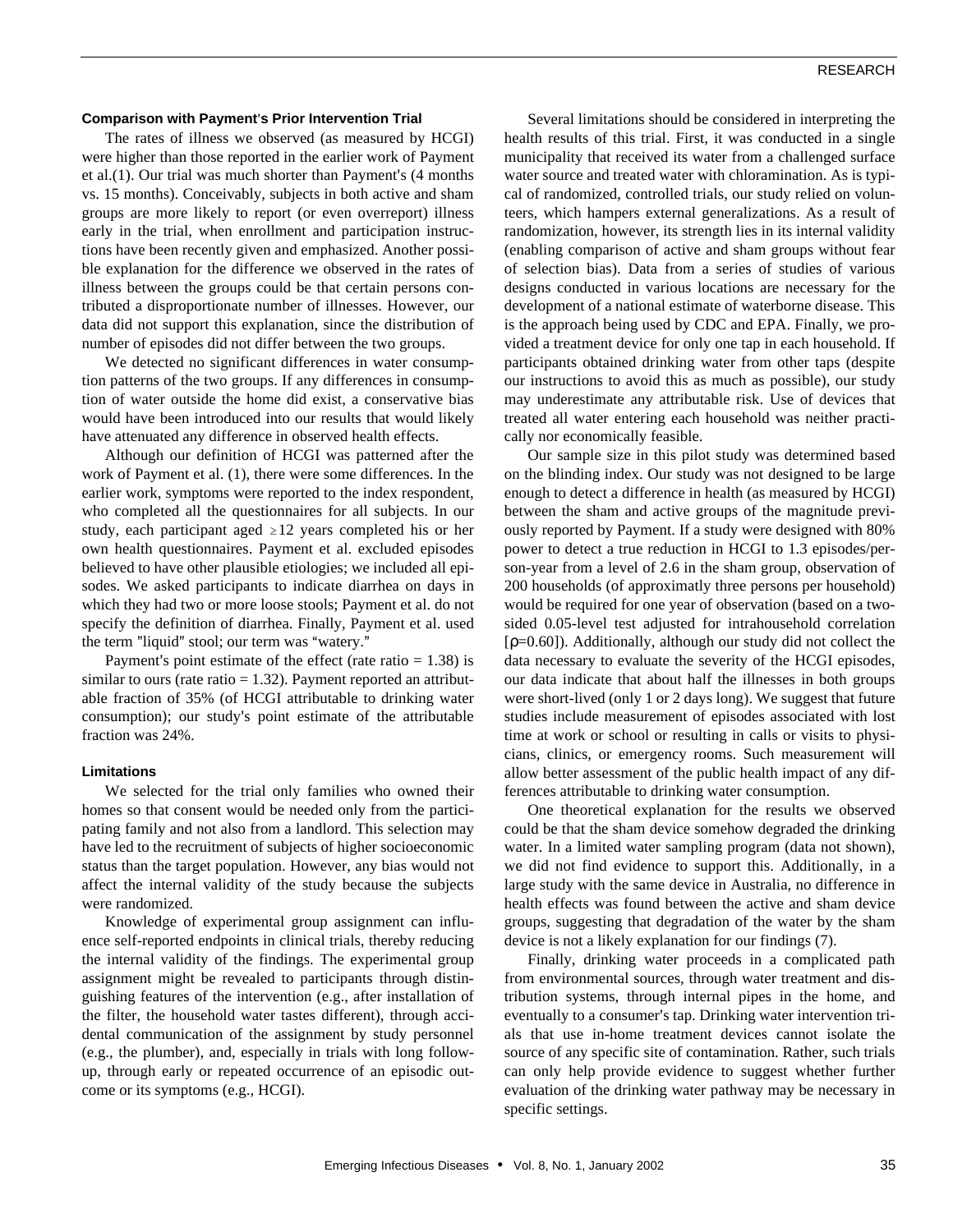### Comparison with Payment's Prior Intervention Trial

The rates of illness we observed (as measured by HCGI) were higher than those reported in the earlier work of Payment et al.(1). Our trial was much shorter than Payment's (4 months vs. 15 months). Conceivably, subjects in both active and sham groups are more likely to report (or even overreport) illness early in the trial, when enrollment and participation instructions have been recently given and emphasized. Another possible explanation for the difference we observed in the rates of illness between the groups could be that certain persons contributed a disproportionate number of illnesses. However, our data did not support this explanation, since the distribution of number of episodes did not differ between the two groups.

We detected no significant differences in water consumption patterns of the two groups. If any differences in consumption of water outside the home did exist, a conservative bias would have been introduced into our results that would likely have attenuated any difference in observed health effects.

Although our definition of HCGI was patterned after the work of Payment et al. (1), there were some differences. In the earlier work, symptoms were reported to the index respondent, who completed all the questionnaires for all subjects. In our study, each participant aged $\geq$12 years completed his or her own health questionnaires. Payment et al. excluded episodes believed to have other plausible etiologies; we included all episodes. We asked participants to indicate diarrhea on days in which they had two or more loose stools; Payment et al. do not specify the definition of diarrhea. Finally, Payment et al. used the term "liquid" stool; our term was "watery."

Payment's point estimate of the effect (rate ratio = 1.38) is similar to ours (rate ratio = 1.32). Payment reported an attributable fraction of 35% (of HCGI attributable to drinking water consumption); our study's point estimate of the attributable fraction was 24%.

### Limitations

We selected for the trial only families who owned their homes so that consent would be needed only from the participating family and not also from a landlord. This selection may have led to the recruitment of subjects of higher socioeconomic status than the target population. However, any bias would not affect the internal validity of the study because the subjects were randomized.

Knowledge of experimental group assignment can influence self-reported endpoints in clinical trials, thereby reducing the internal validity of the findings. The experimental group assignment might be revealed to participants through distinguishing features of the intervention (e.g., after installation of the filter, the household water tastes different), through accidental communication of the assignment by study personnel (e.g., the plumber), and, especially in trials with long follow-up, through early or repeated occurrence of an episodic outcome or its symptoms (e.g., HCGI).

Several limitations should be considered in interpreting the health results of this trial. First, it was conducted in a single municipality that received its water from a challenged surface water source and treated water with chloramination. As is typical of randomized, controlled trials, our study relied on volunteers, which hampers external generalizations. As a result of randomization, however, its strength lies in its internal validity (enabling comparison of active and sham groups without fear of selection bias). Data from a series of studies of various designs conducted in various locations are necessary for the development of a national estimate of waterborne disease. This is the approach being used by CDC and EPA. Finally, we provided a treatment device for only one tap in each household. If participants obtained drinking water from other taps (despite our instructions to avoid this as much as possible), our study may underestimate any attributable risk. Use of devices that treated all water entering each household was neither practically nor economically feasible.

Our sample size in this pilot study was determined based on the blinding index. Our study was not designed to be large enough to detect a difference in health (as measured by HCGI) between the sham and active groups of the magnitude previously reported by Payment. If a study were designed with 80% power to detect a true reduction in HCGI to 1.3 episodes/person-year from a level of 2.6 in the sham group, observation of 200 households (of approximatly three persons per household) would be required for one year of observation (based on a two-sided 0.05-level test adjusted for intrahousehold correlation [$\rho$=0.60]). Additionally, although our study did not collect the data necessary to evaluate the severity of the HCGI episodes, our data indicate that about half the illnesses in both groups were short-lived (only 1 or 2 days long). We suggest that future studies include measurement of episodes associated with lost time at work or school or resulting in calls or visits to physicians, clinics, or emergency rooms. Such measurement will allow better assessment of the public health impact of any differences attributable to drinking water consumption.

One theoretical explanation for the results we observed could be that the sham device somehow degraded the drinking water. In a limited water sampling program (data not shown), we did not find evidence to support this. Additionally, in a large study with the same device in Australia, no difference in health effects was found between the active and sham device groups, suggesting that degradation of the water by the sham device is not a likely explanation for our findings (7).

Finally, drinking water proceeds in a complicated path from environmental sources, through water treatment and distribution systems, through internal pipes in the home, and eventually to a consumer's tap. Drinking water intervention trials that use in-home treatment devices cannot isolate the source of any specific site of contamination. Rather, such trials can only help provide evidence to suggest whether further evaluation of the drinking water pathway may be necessary in specific settings.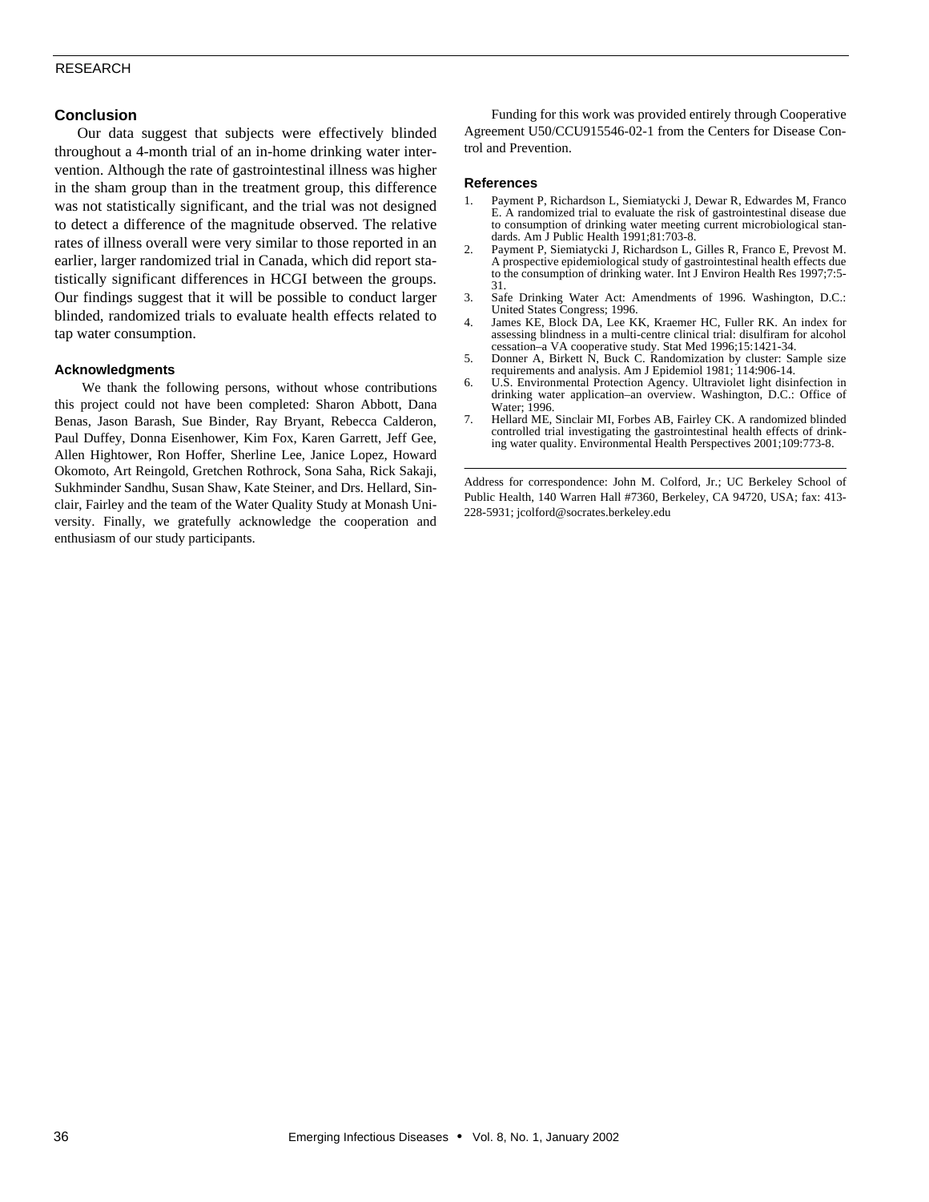## Conclusion

Our data suggest that subjects were effectively blinded throughout a 4-month trial of an in-home drinking water intervention. Although the rate of gastrointestinal illness was higher in the sham group than in the treatment group, this difference was not statistically significant, and the trial was not designed to detect a difference of the magnitude observed. The relative rates of illness overall were very similar to those reported in an earlier, larger randomized trial in Canada, which did report statistically significant differences in HCGI between the groups. Our findings suggest that it will be possible to conduct larger blinded, randomized trials to evaluate health effects related to tap water consumption.

### Acknowledgments

We thank the following persons, without whose contributions this project could not have been completed: Sharon Abbott, Dana Benas, Jason Barash, Sue Binder, Ray Bryant, Rebecca Calderon, Paul Duffey, Donna Eisenhower, Kim Fox, Karen Garrett, Jeff Gee, Allen Hightower, Ron Hoffer, Sherline Lee, Janice Lopez, Howard Okomoto, Art Reingold, Gretchen Rothrock, Sona Saha, Rick Sakaji, Sukhminder Sandhu, Susan Shaw, Kate Steiner, and Drs. Hellard, Sinclair, Fairley and the team of the Water Quality Study at Monash University. Finally, we gratefully acknowledge the cooperation and enthusiasm of our study participants.

Funding for this work was provided entirely through Cooperative Agreement U50/CCU915546-02-1 from the Centers for Disease Control and Prevention.

## References

1. Payment P, Richardson L, Siemiatycki J, Dewar R, Edwardes M, Franco E. A randomized trial to evaluate the risk of gastrointestinal disease due to consumption of drinking water meeting current microbiological standards. Am J Public Health 1991;81:703-8.
2. Payment P, Siemiatycki J, Richardson L, Gilles R, Franco E, Prevost M. A prospective epidemiological study of gastrointestinal health effects due to the consumption of drinking water. Int J Environ Health Res 1997;7:5-31.
3. Safe Drinking Water Act: Amendments of 1996. Washington, D.C.: United States Congress; 1996.
4. James KE, Block DA, Lee KK, Kraemer HC, Fuller RK. An index for assessing blindness in a multi-centre clinical trial: disulfiram for alcohol cessation–a VA cooperative study. Stat Med 1996;15:1421-34.
5. Donner A, Birkett N, Buck C. Randomization by cluster: Sample size requirements and analysis. Am J Epidemiol 1981; 114:906-14.
6. U.S. Environmental Protection Agency. Ultraviolet light disinfection in drinking water application–an overview. Washington, D.C.: Office of Water; 1996.
7. Hellard ME, Sinclair MI, Forbes AB, Fairley CK. A randomized blinded controlled trial investigating the gastrointestinal health effects of drinking water quality. Environmental Health Perspectives 2001;109:773-8.

---

Address for correspondence: John M. Colford, Jr.; UC Berkeley School of Public Health, 140 Warren Hall #7360, Berkeley, CA 94720, USA; fax: 413-228-5931; jcolford@socrates.berkeley.edu